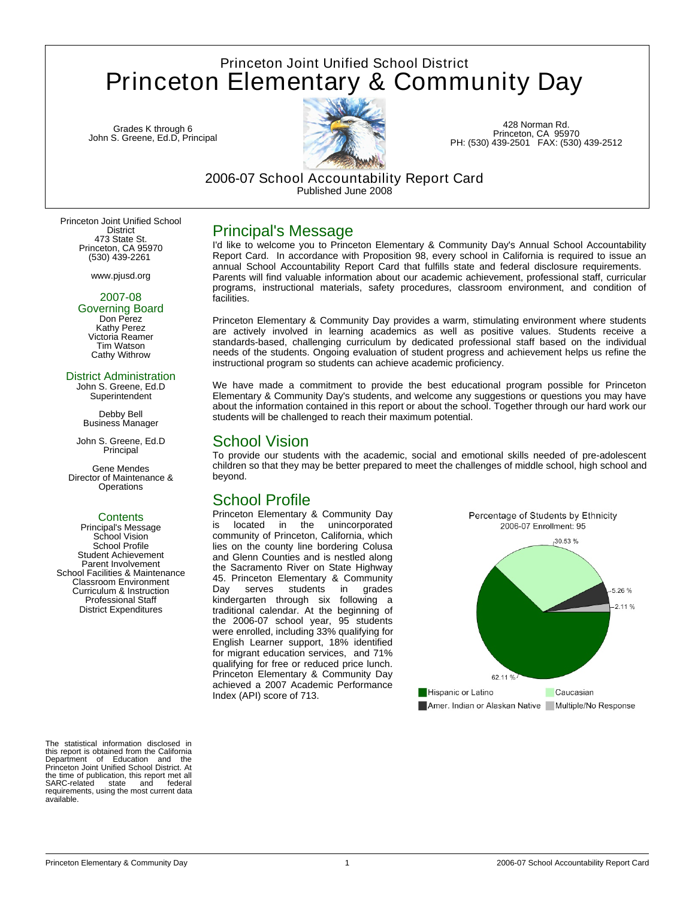Princeton Joint Unified School District

# Princeton Elementary & Community Day

Grades K through 6
John S. Greene, Ed.D, Principal

428 Norman Rd.
Princeton, CA 95970
PH: (530) 439-2501 FAX: (530) 439-2512

## 2006-07 School Accountability Report Card

Published June 2008

Princeton Joint Unified School District
473 State St.
Princeton, CA 95970
(530) 439-2261

www.pjusd.org

### 2007-08 Governing Board

Don Perez
Kathy Perez
Victoria Reamer
Tim Watson
Cathy Withrow

### District Administration

John S. Greene, Ed.D
Superintendent

Debby Bell
Business Manager

John S. Greene, Ed.D
Principal

Gene Mendes
Director of Maintenance & Operations

### Contents

Principal's Message
School Vision
School Profile
Student Achievement
Parent Involvement
School Facilities & Maintenance
Classroom Environment
Curriculum & Instruction
Professional Staff
District Expenditures

The statistical information disclosed in this report is obtained from the California Department of Education and the Princeton Joint Unified School District. At the time of publication, this report met all SARC-related state and federal requirements, using the most current data available.

## Principal's Message

I'd like to welcome you to Princeton Elementary & Community Day's Annual School Accountability Report Card. In accordance with Proposition 98, every school in California is required to issue an annual School Accountability Report Card that fulfills state and federal disclosure requirements. Parents will find valuable information about our academic achievement, professional staff, curricular programs, instructional materials, safety procedures, classroom environment, and condition of facilities.

Princeton Elementary & Community Day provides a warm, stimulating environment where students are actively involved in learning academics as well as positive values. Students receive a standards-based, challenging curriculum by dedicated professional staff based on the individual needs of the students. Ongoing evaluation of student progress and achievement helps us refine the instructional program so students can achieve academic proficiency.

We have made a commitment to provide the best educational program possible for Princeton Elementary & Community Day's students, and welcome any suggestions or questions you may have about the information contained in this report or about the school. Together through our hard work our students will be challenged to reach their maximum potential.

## School Vision

To provide our students with the academic, social and emotional skills needed of pre-adolescent children so that they may be better prepared to meet the challenges of middle school, high school and beyond.

## School Profile

Princeton Elementary & Community Day is located in the unincorporated community of Princeton, California, which lies on the county line bordering Colusa and Glenn Counties and is nestled along the Sacramento River on State Highway 45. Princeton Elementary & Community Day serves students in grades kindergarten through six following a traditional calendar. At the beginning of the 2006-07 school year, 95 students were enrolled, including 33% qualifying for English Learner support, 18% identified for migrant education services, and 71% qualifying for free or reduced price lunch. Princeton Elementary & Community Day achieved a 2007 Academic Performance Index (API) score of 713.

Percentage of Students by Ethnicity
2006-07 Enrollment: 95

30.53 %
5.26 %
2.11 %
62.11 %

Hispanic or Latino
Caucasian
Amer. Indian or Alaskan Native
Multiple/No Response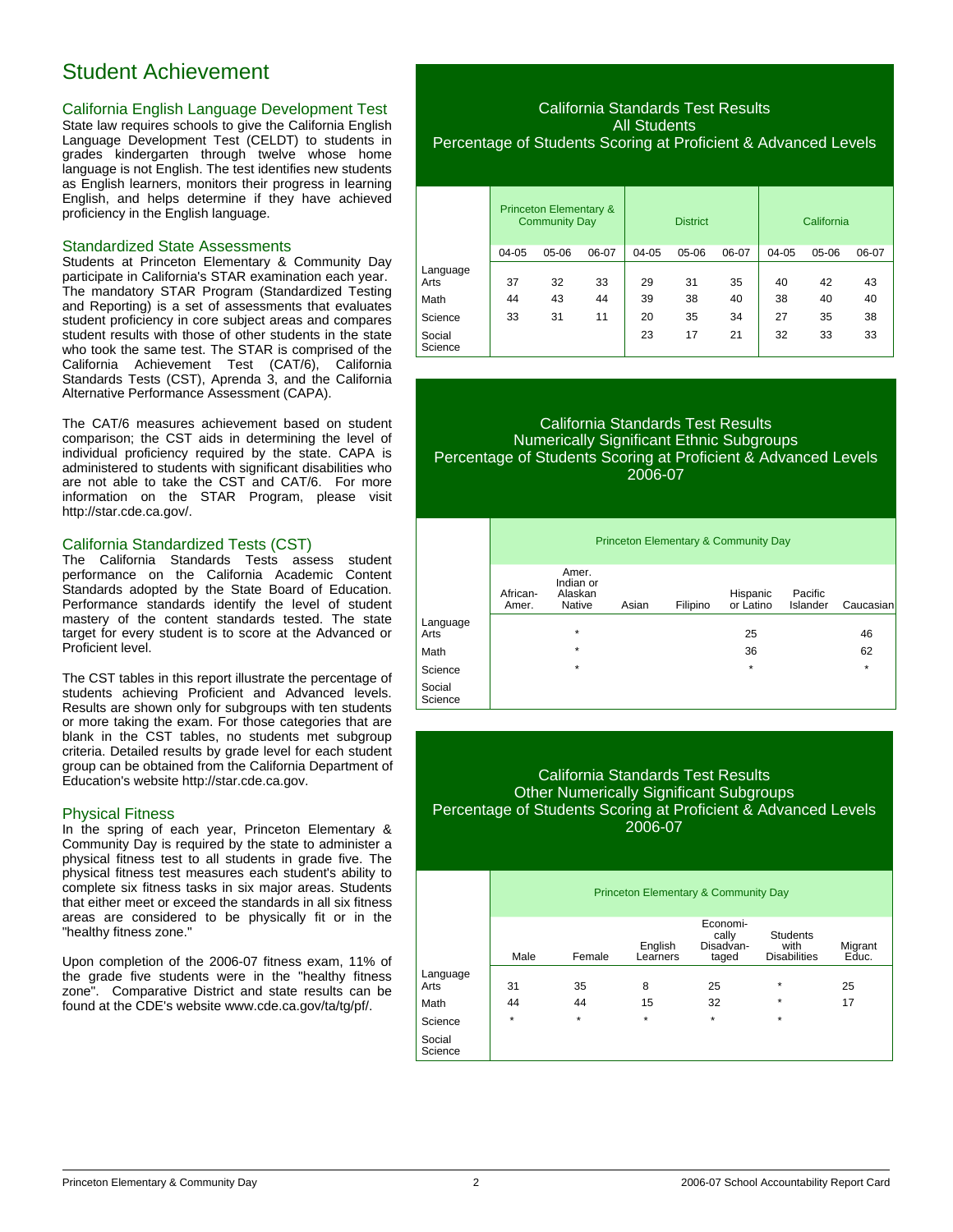# Student Achievement

## California English Language Development Test

State law requires schools to give the California English Language Development Test (CELDT) to students in grades kindergarten through twelve whose home language is not English. The test identifies new students as English learners, monitors their progress in learning English, and helps determine if they have achieved proficiency in the English language.

## Standardized State Assessments

Students at Princeton Elementary & Community Day participate in California's STAR examination each year. The mandatory STAR Program (Standardized Testing and Reporting) is a set of assessments that evaluates student proficiency in core subject areas and compares student results with those of other students in the state who took the same test. The STAR is comprised of the California Achievement Test (CAT/6), California Standards Tests (CST), Aprenda 3, and the California Alternative Performance Assessment (CAPA).

The CAT/6 measures achievement based on student comparison; the CST aids in determining the level of individual proficiency required by the state. CAPA is administered to students with significant disabilities who are not able to take the CST and CAT/6. For more information on the STAR Program, please visit http://star.cde.ca.gov/.

## California Standardized Tests (CST)

The California Standards Tests assess student performance on the California Academic Content Standards adopted by the State Board of Education. Performance standards identify the level of student mastery of the content standards tested. The state target for every student is to score at the Advanced or Proficient level.

The CST tables in this report illustrate the percentage of students achieving Proficient and Advanced levels. Results are shown only for subgroups with ten students or more taking the exam. For those categories that are blank in the CST tables, no students met subgroup criteria. Detailed results by grade level for each student group can be obtained from the California Department of Education's website http://star.cde.ca.gov.

## Physical Fitness

In the spring of each year, Princeton Elementary & Community Day is required by the state to administer a physical fitness test to all students in grade five. The physical fitness test measures each student's ability to complete six fitness tasks in six major areas. Students that either meet or exceed the standards in all six fitness areas are considered to be physically fit or in the "healthy fitness zone."

Upon completion of the 2006-07 fitness exam, 11% of the grade five students were in the "healthy fitness zone". Comparative District and state results can be found at the CDE's website www.cde.ca.gov/ta/tg/pf/.

### California Standards Test Results
### All Students
### Percentage of Students Scoring at Proficient & Advanced Levels

| | Princeton Elementary & Community Day | | | District | | | California | | |
|---|---|---|---|---|---|---|---|---|---|
| | 04-05 | 05-06 | 06-07 | 04-05 | 05-06 | 06-07 | 04-05 | 05-06 | 06-07 |
| Language Arts | 37 | 32 | 33 | 29 | 31 | 35 | 40 | 42 | 43 |
| Math | 44 | 43 | 44 | 39 | 38 | 40 | 38 | 40 | 40 |
| Science | 33 | 31 | 11 | 20 | 35 | 34 | 27 | 35 | 38 |
| Social Science | | | | 23 | 17 | 21 | 32 | 33 | 33 |

### California Standards Test Results
### Numerically Significant Ethnic Subgroups
### Percentage of Students Scoring at Proficient & Advanced Levels
### 2006-07

| | Princeton Elementary & Community Day | | | | | | |
|---|---|---|---|---|---|---|---|
| | African-Amer. | Amer. Indian or Alaskan Native | Asian | Filipino | Hispanic or Latino | Pacific Islander | Caucasian |
| Language Arts | | * | | | 25 | | 46 |
| Math | | * | | | 36 | | 62 |
| Science | | * | | | * | | * |
| Social Science | | | | | | | |

### California Standards Test Results
### Other Numerically Significant Subgroups
### Percentage of Students Scoring at Proficient & Advanced Levels
### 2006-07

| | Princeton Elementary & Community Day | | | | | |
|---|---|---|---|---|---|---|
| | Male | Female | English Learners | Economically Disadvantaged | Students with Disabilities | Migrant Educ. |
| Language Arts | 31 | 35 | 8 | 25 | * | 25 |
| Math | 44 | 44 | 15 | 32 | * | 17 |
| Science | * | * | * | * | * | |
| Social Science | | | | | | |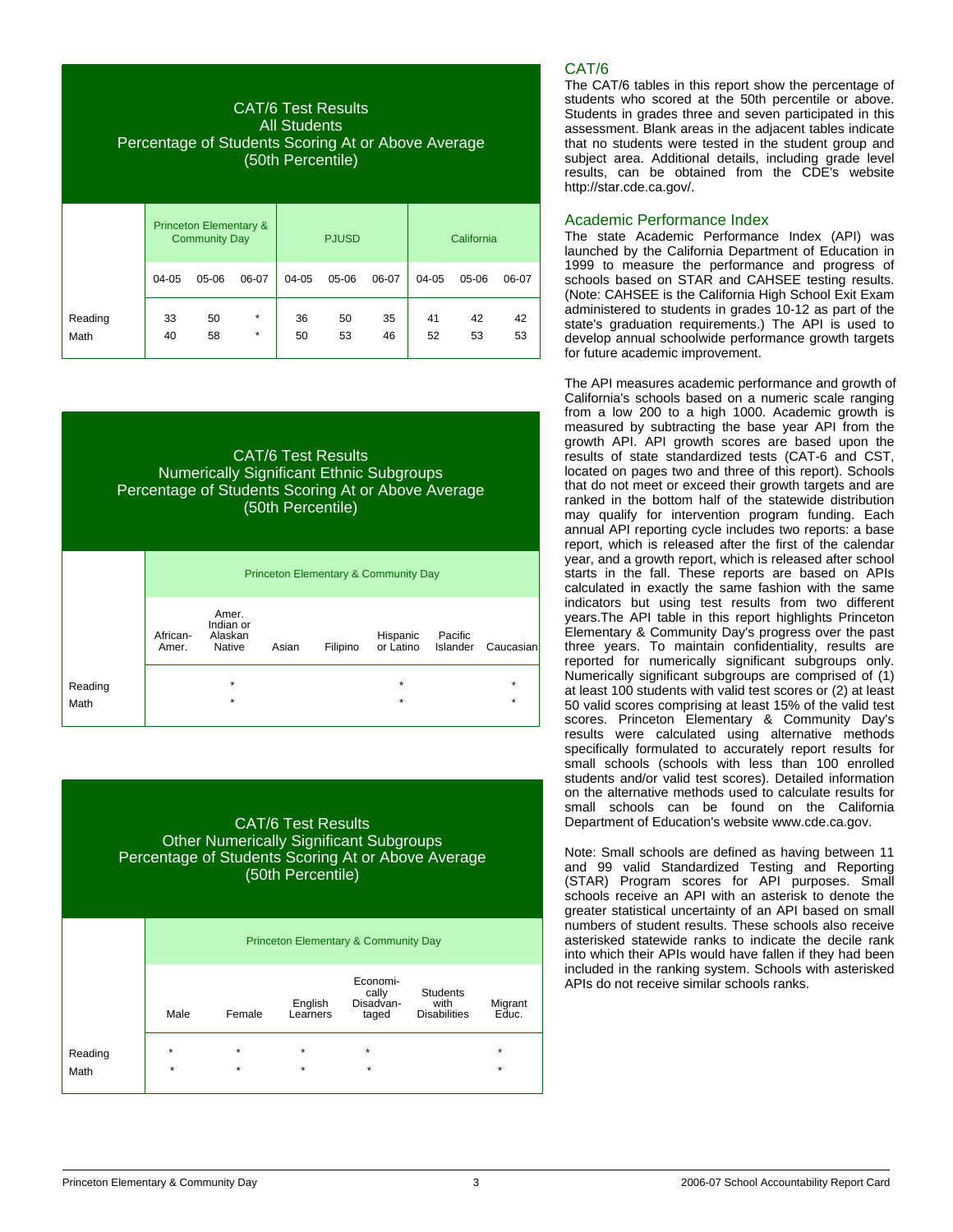## CAT/6 Test Results
### All Students
### Percentage of Students Scoring At or Above Average (50th Percentile)

| | Princeton Elementary & Community Day | | | PJUSD | | | California | | |
|---|---|---|---|---|---|---|---|---|---|
| | 04-05 | 05-06 | 06-07 | 04-05 | 05-06 | 06-07 | 04-05 | 05-06 | 06-07 |
| Reading | 33 | 50 | * | 36 | 50 | 35 | 41 | 42 | 42 |
| Math | 40 | 58 | * | 50 | 53 | 46 | 52 | 53 | 53 |

## CAT/6 Test Results
### Numerically Significant Ethnic Subgroups
### Percentage of Students Scoring At or Above Average (50th Percentile)

| | Princeton Elementary & Community Day | | | | | | |
|---|---|---|---|---|---|---|---|
| | African-Amer. | Amer. Indian or Alaskan Native | Asian | Filipino | Hispanic or Latino | Pacific Islander | Caucasian |
| Reading | | * | | | * | | * |
| Math | | * | | | * | | * |

## CAT/6 Test Results
### Other Numerically Significant Subgroups
### Percentage of Students Scoring At or Above Average (50th Percentile)

| | Princeton Elementary & Community Day | | | | | |
|---|---|---|---|---|---|---|
| | Male | Female | English Learners | Economically Disadvantaged | Students with Disabilities | Migrant Educ. |
| Reading | * | * | * | * | | * |
| Math | * | * | * | * | | * |

## CAT/6

The CAT/6 tables in this report show the percentage of students who scored at the 50th percentile or above. Students in grades three and seven participated in this assessment. Blank areas in the adjacent tables indicate that no students were tested in the student group and subject area. Additional details, including grade level results, can be obtained from the CDE's website http://star.cde.ca.gov/.

## Academic Performance Index

The state Academic Performance Index (API) was launched by the California Department of Education in 1999 to measure the performance and progress of schools based on STAR and CAHSEE testing results. (Note: CAHSEE is the California High School Exit Exam administered to students in grades 10-12 as part of the state's graduation requirements.) The API is used to develop annual schoolwide performance growth targets for future academic improvement.

The API measures academic performance and growth of California's schools based on a numeric scale ranging from a low 200 to a high 1000. Academic growth is measured by subtracting the base year API from the growth API. API growth scores are based upon the results of state standardized tests (CAT-6 and CST, located on pages two and three of this report). Schools that do not meet or exceed their growth targets and are ranked in the bottom half of the statewide distribution may qualify for intervention program funding. Each annual API reporting cycle includes two reports: a base report, which is released after the first of the calendar year, and a growth report, which is released after school starts in the fall. These reports are based on APIs calculated in exactly the same fashion with the same indicators but using test results from two different years.The API table in this report highlights Princeton Elementary & Community Day's progress over the past three years. To maintain confidentiality, results are reported for numerically significant subgroups only. Numerically significant subgroups are comprised of (1) at least 100 students with valid test scores or (2) at least 50 valid scores comprising at least 15% of the valid test scores. Princeton Elementary & Community Day's results were calculated using alternative methods specifically formulated to accurately report results for small schools (schools with less than 100 enrolled students and/or valid test scores). Detailed information on the alternative methods used to calculate results for small schools can be found on the California Department of Education's website www.cde.ca.gov.

Note: Small schools are defined as having between 11 and 99 valid Standardized Testing and Reporting (STAR) Program scores for API purposes. Small schools receive an API with an asterisk to denote the greater statistical uncertainty of an API based on small numbers of student results. These schools also receive asterisked statewide ranks to indicate the decile rank into which their APIs would have fallen if they had been included in the ranking system. Schools with asterisked APIs do not receive similar schools ranks.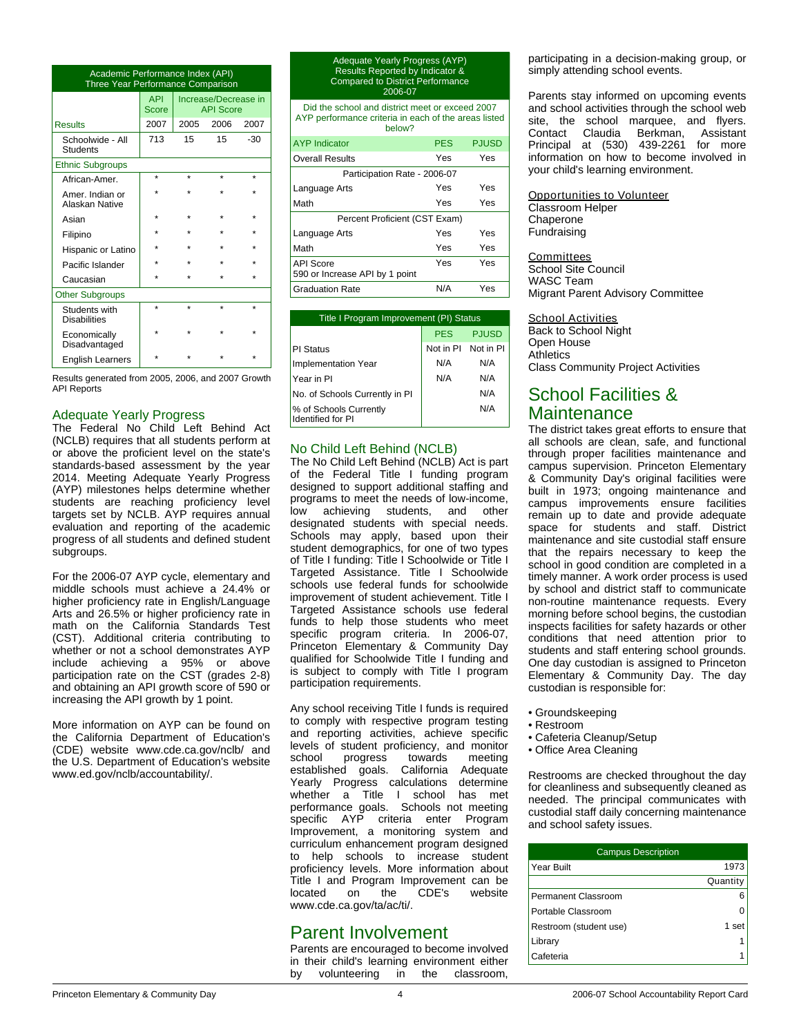| Academic Performance Index (API) Three Year Performance Comparison | | | | |
|---|---|---|---|---|
| | API Score | Increase/Decrease in API Score | | |
| Results | 2007 | 2005 | 2006 | 2007 |
| Schoolwide - All Students | 713 | 15 | 15 | -30 |
| **Ethnic Subgroups** | | | | |
| African-Amer. | * | * | * | * |
| Amer. Indian or Alaskan Native | * | * | * | * |
| Asian | * | * | * | * |
| Filipino | * | * | * | * |
| Hispanic or Latino | * | * | * | * |
| Pacific Islander | * | * | * | * |
| Caucasian | * | * | * | * |
| **Other Subgroups** | | | | |
| Students with Disabilities | * | * | * | * |
| Economically Disadvantaged | * | * | * | * |
| English Learners | * | * | * | * |

Results generated from 2005, 2006, and 2007 Growth API Reports

## Adequate Yearly Progress

The Federal No Child Left Behind Act (NCLB) requires that all students perform at or above the proficient level on the state's standards-based assessment by the year 2014. Meeting Adequate Yearly Progress (AYP) milestones helps determine whether students are reaching proficiency level targets set by NCLB. AYP requires annual evaluation and reporting of the academic progress of all students and defined student subgroups.

For the 2006-07 AYP cycle, elementary and middle schools must achieve a 24.4% or higher proficiency rate in English/Language Arts and 26.5% or higher proficiency rate in math on the California Standards Test (CST). Additional criteria contributing to whether or not a school demonstrates AYP include achieving a 95% or above participation rate on the CST (grades 2-8) and obtaining an API growth score of 590 or increasing the API growth by 1 point.

More information on AYP can be found on the California Department of Education's (CDE) website www.cde.ca.gov/nclb/ and the U.S. Department of Education's website www.ed.gov/nclb/accountability/.

| Adequate Yearly Progress (AYP) Results Reported by Indicator & Compared to District Performance 2006-07 | | |
|---|---|---|
| Did the school and district meet or exceed 2007 AYP performance criteria in each of the areas listed below? | | |
| AYP Indicator | PES | PJUSD |
| Overall Results | Yes | Yes |
| Participation Rate - 2006-07 | | |
| Language Arts | Yes | Yes |
| Math | Yes | Yes |
| Percent Proficient (CST Exam) | | |
| Language Arts | Yes | Yes |
| Math | Yes | Yes |
| API Score 590 or Increase API by 1 point | Yes | Yes |
| Graduation Rate | N/A | Yes |

| Title I Program Improvement (PI) Status | | |
|---|---|---|
| | PES | PJUSD |
| PI Status | Not in PI | Not in PI |
| Implementation Year | N/A | N/A |
| Year in PI | N/A | N/A |
| No. of Schools Currently in PI | | N/A |
| % of Schools Currently Identified for PI | | N/A |

## No Child Left Behind (NCLB)

The No Child Left Behind (NCLB) Act is part of the Federal Title I funding program designed to support additional staffing and programs to meet the needs of low-income, low achieving students, and other designated students with special needs. Schools may apply, based upon their student demographics, for one of two types of Title I funding: Title I Schoolwide or Title I Targeted Assistance. Title I Schoolwide schools use federal funds for schoolwide improvement of student achievement. Title I Targeted Assistance schools use federal funds to help those students who meet specific program criteria. In 2006-07, Princeton Elementary & Community Day qualified for Schoolwide Title I funding and is subject to comply with Title I program participation requirements.

Any school receiving Title I funds is required to comply with respective program testing and reporting activities, achieve specific levels of student proficiency, and monitor school progress towards meeting established goals. California Adequate Yearly Progress calculations determine whether a Title I school has met performance goals. Schools not meeting specific AYP criteria enter Program Improvement, a monitoring system and curriculum enhancement program designed to help schools to increase student proficiency levels. More information about Title I and Program Improvement can be located on the CDE's website www.cde.ca.gov/ta/ac/ti/.

# Parent Involvement

Parents are encouraged to become involved in their child's learning environment either by volunteering in the classroom, participating in a decision-making group, or simply attending school events.

Parents stay informed on upcoming events and school activities through the school web site, the school marquee, and flyers. Contact Claudia Berkman, Assistant Principal at (530) 439-2261 for more information on how to become involved in your child's learning environment.

Opportunities to Volunteer
Classroom Helper
Chaperone
Fundraising

Committees
School Site Council
WASC Team
Migrant Parent Advisory Committee

School Activities
Back to School Night
Open House
Athletics
Class Community Project Activities

# School Facilities & Maintenance

The district takes great efforts to ensure that all schools are clean, safe, and functional through proper facilities maintenance and campus supervision. Princeton Elementary & Community Day's original facilities were built in 1973; ongoing maintenance and campus improvements ensure facilities remain up to date and provide adequate space for students and staff. District maintenance and site custodial staff ensure that the repairs necessary to keep the school in good condition are completed in a timely manner. A work order process is used by school and district staff to communicate non-routine maintenance requests. Every morning before school begins, the custodian inspects facilities for safety hazards or other conditions that need attention prior to students and staff entering school grounds. One day custodian is assigned to Princeton Elementary & Community Day. The day custodian is responsible for:

- Groundskeeping
- Restroom
- Cafeteria Cleanup/Setup
- Office Area Cleaning

Restrooms are checked throughout the day for cleanliness and subsequently cleaned as needed. The principal communicates with custodial staff daily concerning maintenance and school safety issues.

| Campus Description | |
|---|---|
| Year Built | 1973 |
| | Quantity |
| Permanent Classroom | 6 |
| Portable Classroom | 0 |
| Restroom (student use) | 1 set |
| Library | 1 |
| Cafeteria | 1 |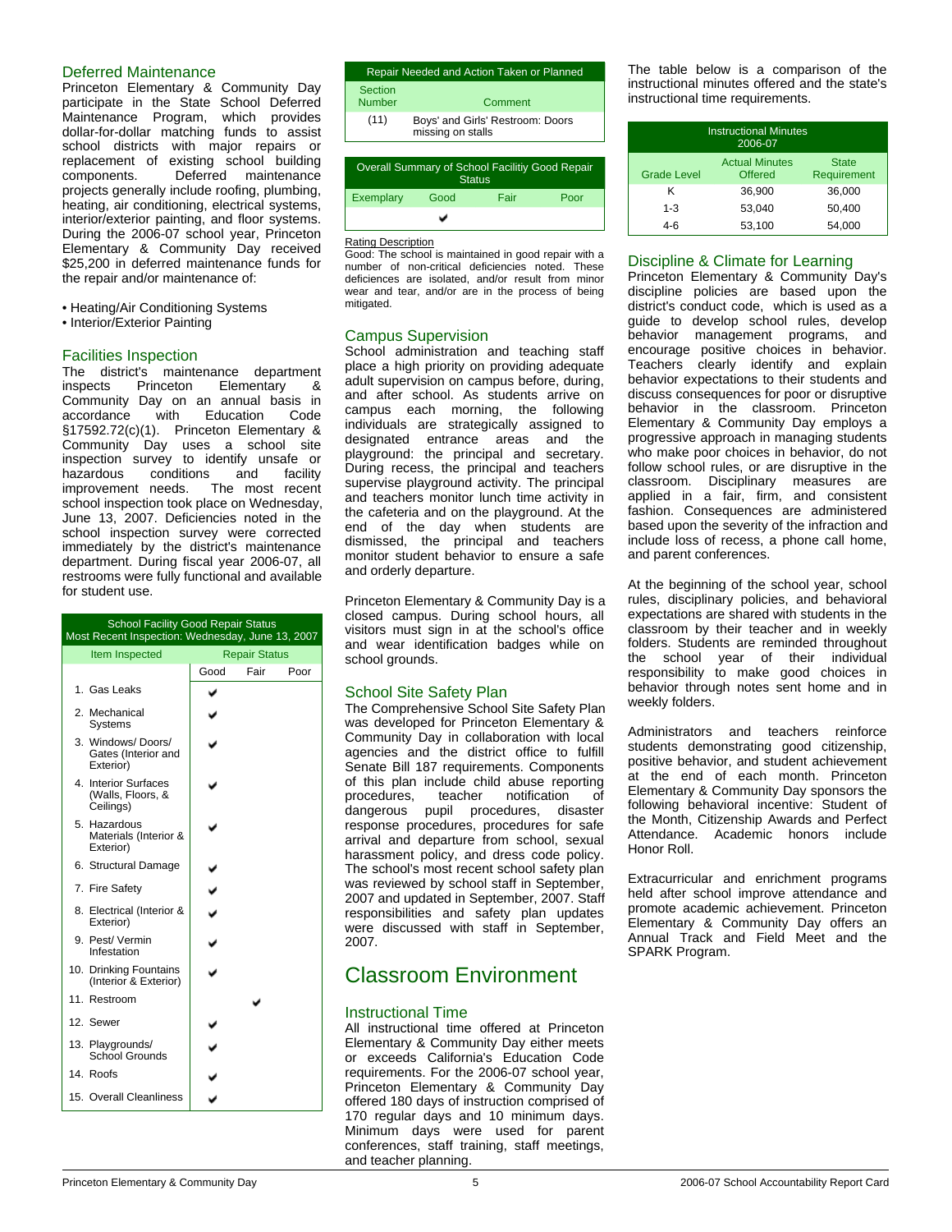## Deferred Maintenance

Princeton Elementary & Community Day participate in the State School Deferred Maintenance Program, which provides dollar-for-dollar matching funds to assist school districts with major repairs or replacement of existing school building components. Deferred maintenance projects generally include roofing, plumbing, heating, air conditioning, electrical systems, interior/exterior painting, and floor systems. During the 2006-07 school year, Princeton Elementary & Community Day received $25,200 in deferred maintenance funds for the repair and/or maintenance of:

- Heating/Air Conditioning Systems
- Interior/Exterior Painting

## Facilities Inspection

The district's maintenance department inspects Princeton Elementary & Community Day on an annual basis in accordance with Education Code §17592.72(c)(1). Princeton Elementary & Community Day uses a school site inspection survey to identify unsafe or hazardous conditions and facility improvement needs. The most recent school inspection took place on Wednesday, June 13, 2007. Deficiencies noted in the school inspection survey were corrected immediately by the district's maintenance department. During fiscal year 2006-07, all restrooms were fully functional and available for student use.

| School Facility Good Repair Status<br>Most Recent Inspection: Wednesday, June 13, 2007 | | | |
|---|---|---|---|
| Item Inspected | Repair Status | | |
| | Good | Fair | Poor |
| 1. Gas Leaks | ✔ | | |
| 2. Mechanical Systems | ✔ | | |
| 3. Windows/ Doors/ Gates (Interior and Exterior) | ✔ | | |
| 4. Interior Surfaces (Walls, Floors, & Ceilings) | ✔ | | |
| 5. Hazardous Materials (Interior & Exterior) | ✔ | | |
| 6. Structural Damage | ✔ | | |
| 7. Fire Safety | ✔ | | |
| 8. Electrical (Interior & Exterior) | ✔ | | |
| 9. Pest/ Vermin Infestation | ✔ | | |
| 10. Drinking Fountains (Interior & Exterior) | ✔ | | |
| 11. Restroom | | ✔ | |
| 12. Sewer | ✔ | | |
| 13. Playgrounds/ School Grounds | ✔ | | |
| 14. Roofs | ✔ | | |
| 15. Overall Cleanliness | ✔ | | |

| Repair Needed and Action Taken or Planned | |
|---|---|
| Section Number | Comment |
| (11) | Boys' and Girls' Restroom: Doors missing on stalls |

| Overall Summary of School Facilitiy Good Repair Status | | | |
|---|---|---|---|
| Exemplary | Good | Fair | Poor |
| | ✔ | | |

Rating Description

Good: The school is maintained in good repair with a number of non-critical deficiencies noted. These deficiences are isolated, and/or result from minor wear and tear, and/or are in the process of being mitigated.

## Campus Supervision

School administration and teaching staff place a high priority on providing adequate adult supervision on campus before, during, and after school. As students arrive on campus each morning, the following individuals are strategically assigned to designated entrance areas and the playground: the principal and secretary. During recess, the principal and teachers supervise playground activity. The principal and teachers monitor lunch time activity in the cafeteria and on the playground. At the end of the day when students are dismissed, the principal and teachers monitor student behavior to ensure a safe and orderly departure.

Princeton Elementary & Community Day is a closed campus. During school hours, all visitors must sign in at the school's office and wear identification badges while on school grounds.

## School Site Safety Plan

The Comprehensive School Site Safety Plan was developed for Princeton Elementary & Community Day in collaboration with local agencies and the district office to fulfill Senate Bill 187 requirements. Components of this plan include child abuse reporting procedures, teacher notification of dangerous pupil procedures, disaster response procedures, procedures for safe arrival and departure from school, sexual harassment policy, and dress code policy. The school's most recent school safety plan was reviewed by school staff in September, 2007 and updated in September, 2007. Staff responsibilities and safety plan updates were discussed with staff in September, 2007.

# Classroom Environment

## Instructional Time

All instructional time offered at Princeton Elementary & Community Day either meets or exceeds California's Education Code requirements. For the 2006-07 school year, Princeton Elementary & Community Day offered 180 days of instruction comprised of 170 regular days and 10 minimum days. Minimum days were used for parent conferences, staff training, staff meetings, and teacher planning.

The table below is a comparison of the instructional minutes offered and the state's instructional time requirements.

| Instructional Minutes 2006-07 | | |
|---|---|---|
| Grade Level | Actual Minutes Offered | State Requirement |
| K | 36,900 | 36,000 |
| 1-3 | 53,040 | 50,400 |
| 4-6 | 53,100 | 54,000 |

## Discipline & Climate for Learning

Princeton Elementary & Community Day's discipline policies are based upon the district's conduct code, which is used as a guide to develop school rules, develop behavior management programs, and encourage positive choices in behavior. Teachers clearly identify and explain behavior expectations to their students and discuss consequences for poor or disruptive behavior in the classroom. Princeton Elementary & Community Day employs a progressive approach in managing students who make poor choices in behavior, do not follow school rules, or are disruptive in the classroom. Disciplinary measures are applied in a fair, firm, and consistent fashion. Consequences are administered based upon the severity of the infraction and include loss of recess, a phone call home, and parent conferences.

At the beginning of the school year, school rules, disciplinary policies, and behavioral expectations are shared with students in the classroom by their teacher and in weekly folders. Students are reminded throughout the school year of their individual responsibility to make good choices in behavior through notes sent home and in weekly folders.

Administrators and teachers reinforce students demonstrating good citizenship, positive behavior, and student achievement at the end of each month. Princeton Elementary & Community Day sponsors the following behavioral incentive: Student of the Month, Citizenship Awards and Perfect Attendance. Academic honors include Honor Roll.

Extracurricular and enrichment programs held after school improve attendance and promote academic achievement. Princeton Elementary & Community Day offers an Annual Track and Field Meet and the SPARK Program.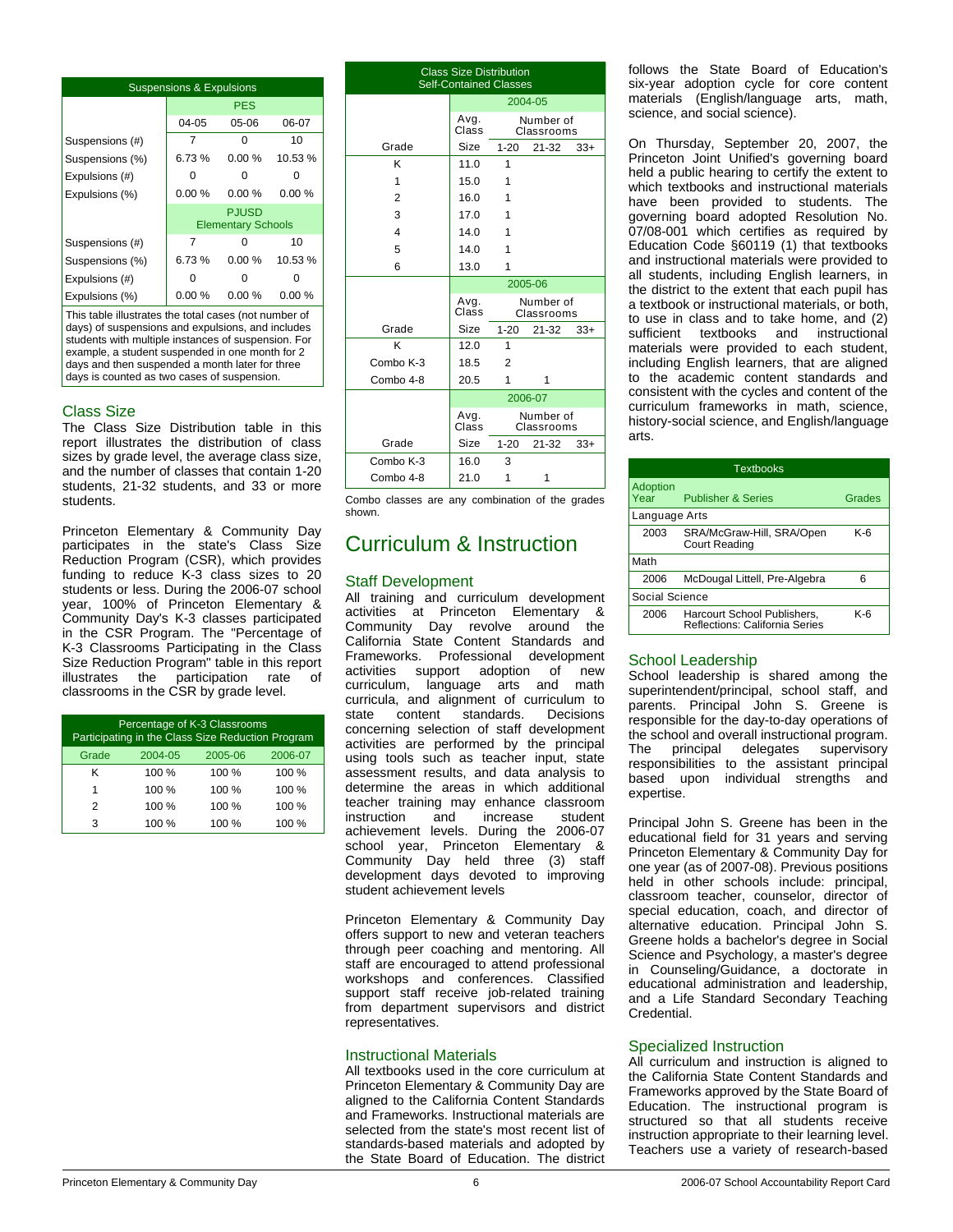| Suspensions & Expulsions | | | |
|---|---|---|---|
| | PES | | |
| | 04-05 | 05-06 | 06-07 |
| Suspensions (#) | 7 | 0 | 10 |
| Suspensions (%) | 6.73 % | 0.00 % | 10.53 % |
| Expulsions (#) | 0 | 0 | 0 |
| Expulsions (%) | 0.00 % | 0.00 % | 0.00 % |
| | PJUSD Elementary Schools | | |
| Suspensions (#) | 7 | 0 | 10 |
| Suspensions (%) | 6.73 % | 0.00 % | 10.53 % |
| Expulsions (#) | 0 | 0 | 0 |
| Expulsions (%) | 0.00 % | 0.00 % | 0.00 % |

This table illustrates the total cases (not number of days) of suspensions and expulsions, and includes students with multiple instances of suspension. For example, a student suspended in one month for 2 days and then suspended a month later for three days is counted as two cases of suspension.

## Class Size

The Class Size Distribution table in this report illustrates the distribution of class sizes by grade level, the average class size, and the number of classes that contain 1-20 students, 21-32 students, and 33 or more students.

Princeton Elementary & Community Day participates in the state's Class Size Reduction Program (CSR), which provides funding to reduce K-3 class sizes to 20 students or less. During the 2006-07 school year, 100% of Princeton Elementary & Community Day's K-3 classes participated in the CSR Program. The "Percentage of K-3 Classrooms Participating in the Class Size Reduction Program" table in this report illustrates the participation rate of classrooms in the CSR by grade level.

| Percentage of K-3 Classrooms Participating in the Class Size Reduction Program | | | |
|---|---|---|---|
| Grade | 2004-05 | 2005-06 | 2006-07 |
| K | 100 % | 100 % | 100 % |
| 1 | 100 % | 100 % | 100 % |
| 2 | 100 % | 100 % | 100 % |
| 3 | 100 % | 100 % | 100 % |

| Class Size Distribution Self-Contained Classes | | | | |
|---|---|---|---|---|
| | 2004-05 | | | |
| | Avg. Class | Number of Classrooms | | |
| Grade | Size | 1-20 | 21-32 | 33+ |
| K | 11.0 | 1 | | |
| 1 | 15.0 | 1 | | |
| 2 | 16.0 | 1 | | |
| 3 | 17.0 | 1 | | |
| 4 | 14.0 | 1 | | |
| 5 | 14.0 | 1 | | |
| 6 | 13.0 | 1 | | |
| | 2005-06 | | | |
| | Avg. Class | Number of Classrooms | | |
| Grade | Size | 1-20 | 21-32 | 33+ |
| K | 12.0 | 1 | | |
| Combo K-3 | 18.5 | 2 | | |
| Combo 4-8 | 20.5 | 1 | 1 | |
| | 2006-07 | | | |
| | Avg. Class | Number of Classrooms | | |
| Grade | Size | 1-20 | 21-32 | 33+ |
| Combo K-3 | 16.0 | 3 | | |
| Combo 4-8 | 21.0 | 1 | 1 | |

Combo classes are any combination of the grades shown.

# Curriculum & Instruction

## Staff Development

All training and curriculum development activities at Princeton Elementary & Community Day revolve around the California State Content Standards and Frameworks. Professional development activities support adoption of new curriculum, language arts and math curricula, and alignment of curriculum to state content standards. Decisions concerning selection of staff development activities are performed by the principal using tools such as teacher input, state assessment results, and data analysis to determine the areas in which additional teacher training may enhance classroom instruction and increase student achievement levels. During the 2006-07 school year, Princeton Elementary & Community Day held three (3) staff development days devoted to improving student achievement levels

Princeton Elementary & Community Day offers support to new and veteran teachers through peer coaching and mentoring. All staff are encouraged to attend professional workshops and conferences. Classified support staff receive job-related training from department supervisors and district representatives.

## Instructional Materials

All textbooks used in the core curriculum at Princeton Elementary & Community Day are aligned to the California Content Standards and Frameworks. Instructional materials are selected from the state's most recent list of standards-based materials and adopted by the State Board of Education. The district follows the State Board of Education's six-year adoption cycle for core content materials (English/language arts, math, science, and social science).

On Thursday, September 20, 2007, the Princeton Joint Unified's governing board held a public hearing to certify the extent to which textbooks and instructional materials have been provided to students. The governing board adopted Resolution No. 07/08-001 which certifies as required by Education Code §60119 (1) that textbooks and instructional materials were provided to all students, including English learners, in the district to the extent that each pupil has a textbook or instructional materials, or both, to use in class and to take home, and (2) sufficient textbooks and instructional materials were provided to each student, including English learners, that are aligned to the academic content standards and consistent with the cycles and content of the curriculum frameworks in math, science, history-social science, and English/language arts.

| Textbooks | | |
|---|---|---|
| Adoption Year | Publisher & Series | Grades |
| Language Arts | | |
| 2003 | SRA/McGraw-Hill, SRA/Open Court Reading | K-6 |
| Math | | |
| 2006 | McDougal Littell, Pre-Algebra | 6 |
| Social Science | | |
| 2006 | Harcourt School Publishers, Reflections: California Series | K-6 |

## School Leadership

School leadership is shared among the superintendent/principal, school staff, and parents. Principal John S. Greene is responsible for the day-to-day operations of the school and overall instructional program. The principal delegates supervisory responsibilities to the assistant principal based upon individual strengths and expertise.

Principal John S. Greene has been in the educational field for 31 years and serving Princeton Elementary & Community Day for one year (as of 2007-08). Previous positions held in other schools include: principal, classroom teacher, counselor, director of special education, coach, and director of alternative education. Principal John S. Greene holds a bachelor's degree in Social Science and Psychology, a master's degree in Counseling/Guidance, a doctorate in educational administration and leadership, and a Life Standard Secondary Teaching Credential.

## Specialized Instruction

All curriculum and instruction is aligned to the California State Content Standards and Frameworks approved by the State Board of Education. The instructional program is structured so that all students receive instruction appropriate to their learning level. Teachers use a variety of research-based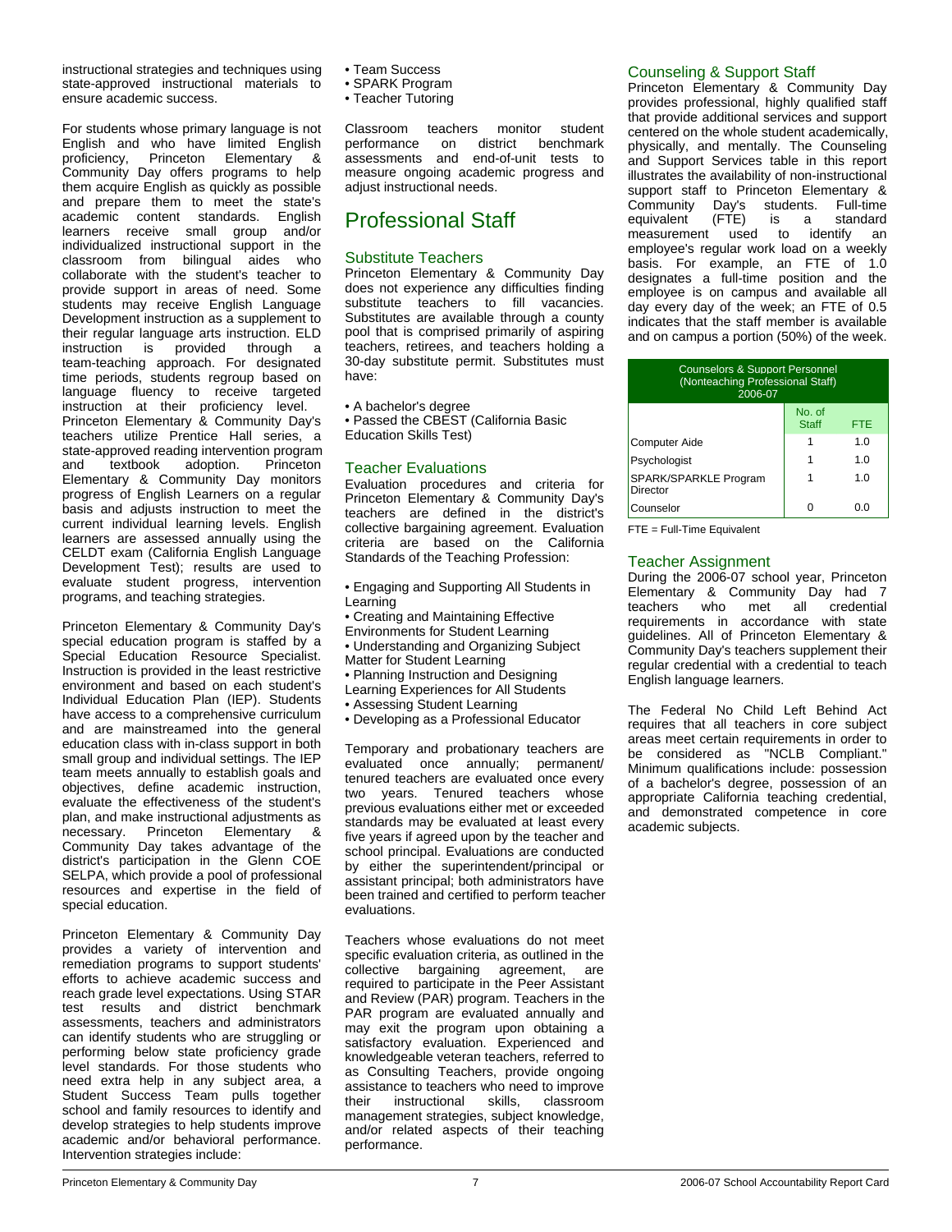instructional strategies and techniques using state-approved instructional materials to ensure academic success.

For students whose primary language is not English and who have limited English proficiency, Princeton Elementary & Community Day offers programs to help them acquire English as quickly as possible and prepare them to meet the state's academic content standards. English learners receive small group and/or individualized instructional support in the classroom from bilingual aides who collaborate with the student's teacher to provide support in areas of need. Some students may receive English Language Development instruction as a supplement to their regular language arts instruction. ELD instruction is provided through a team-teaching approach. For designated time periods, students regroup based on language fluency to receive targeted instruction at their proficiency level. Princeton Elementary & Community Day's teachers utilize Prentice Hall series, a state-approved reading intervention program and textbook adoption. Princeton Elementary & Community Day monitors progress of English Learners on a regular basis and adjusts instruction to meet the current individual learning levels. English learners are assessed annually using the CELDT exam (California English Language Development Test); results are used to evaluate student progress, intervention programs, and teaching strategies.

Princeton Elementary & Community Day's special education program is staffed by a Special Education Resource Specialist. Instruction is provided in the least restrictive environment and based on each student's Individual Education Plan (IEP). Students have access to a comprehensive curriculum and are mainstreamed into the general education class with in-class support in both small group and individual settings. The IEP team meets annually to establish goals and objectives, define academic instruction, evaluate the effectiveness of the student's plan, and make instructional adjustments as necessary. Princeton Elementary & Community Day takes advantage of the district's participation in the Glenn COE SELPA, which provide a pool of professional resources and expertise in the field of special education.

Princeton Elementary & Community Day provides a variety of intervention and remediation programs to support students' efforts to achieve academic success and reach grade level expectations. Using STAR test results and district benchmark assessments, teachers and administrators can identify students who are struggling or performing below state proficiency grade level standards. For those students who need extra help in any subject area, a Student Success Team pulls together school and family resources to identify and develop strategies to help students improve academic and/or behavioral performance. Intervention strategies include:

- Team Success
- SPARK Program
- Teacher Tutoring

Classroom teachers monitor student performance on district benchmark assessments and end-of-unit tests to measure ongoing academic progress and adjust instructional needs.

# Professional Staff

## Substitute Teachers

Princeton Elementary & Community Day does not experience any difficulties finding substitute teachers to fill vacancies. Substitutes are available through a county pool that is comprised primarily of aspiring teachers, retirees, and teachers holding a 30-day substitute permit. Substitutes must have:

- A bachelor's degree
- Passed the CBEST (California Basic Education Skills Test)

## Teacher Evaluations

Evaluation procedures and criteria for Princeton Elementary & Community Day's teachers are defined in the district's collective bargaining agreement. Evaluation criteria are based on the California Standards of the Teaching Profession:

- Engaging and Supporting All Students in Learning
- Creating and Maintaining Effective Environments for Student Learning
- Understanding and Organizing Subject Matter for Student Learning
- Planning Instruction and Designing Learning Experiences for All Students
- Assessing Student Learning
- Developing as a Professional Educator

Temporary and probationary teachers are evaluated once annually; permanent/ tenured teachers are evaluated once every two years. Tenured teachers whose previous evaluations either met or exceeded standards may be evaluated at least every five years if agreed upon by the teacher and school principal. Evaluations are conducted by either the superintendent/principal or assistant principal; both administrators have been trained and certified to perform teacher evaluations.

Teachers whose evaluations do not meet specific evaluation criteria, as outlined in the collective bargaining agreement, are required to participate in the Peer Assistant and Review (PAR) program. Teachers in the PAR program are evaluated annually and may exit the program upon obtaining a satisfactory evaluation. Experienced and knowledgeable veteran teachers, referred to as Consulting Teachers, provide ongoing assistance to teachers who need to improve their instructional skills, classroom management strategies, subject knowledge, and/or related aspects of their teaching performance.

## Counseling & Support Staff

Princeton Elementary & Community Day provides professional, highly qualified staff that provide additional services and support centered on the whole student academically, physically, and mentally. The Counseling and Support Services table in this report illustrates the availability of non-instructional support staff to Princeton Elementary & Community Day's students. Full-time equivalent (FTE) is a standard measurement used to identify an employee's regular work load on a weekly basis. For example, an FTE of 1.0 designates a full-time position and the employee is on campus and available all day every day of the week; an FTE of 0.5 indicates that the staff member is available and on campus a portion (50%) of the week.

**Counselors & Support Personnel (Nonteaching Professional Staff) 2006-07**

| | No. of Staff | FTE |
|---|---|---|
| Computer Aide | 1 | 1.0 |
| Psychologist | 1 | 1.0 |
| SPARK/SPARKLE Program Director | 1 | 1.0 |
| Counselor | 0 | 0.0 |

FTE = Full-Time Equivalent

## Teacher Assignment

During the 2006-07 school year, Princeton Elementary & Community Day had 7 teachers who met all credential requirements in accordance with state guidelines. All of Princeton Elementary & Community Day's teachers supplement their regular credential with a credential to teach English language learners.

The Federal No Child Left Behind Act requires that all teachers in core subject areas meet certain requirements in order to be considered as "NCLB Compliant." Minimum qualifications include: possession of a bachelor's degree, possession of an appropriate California teaching credential, and demonstrated competence in core academic subjects.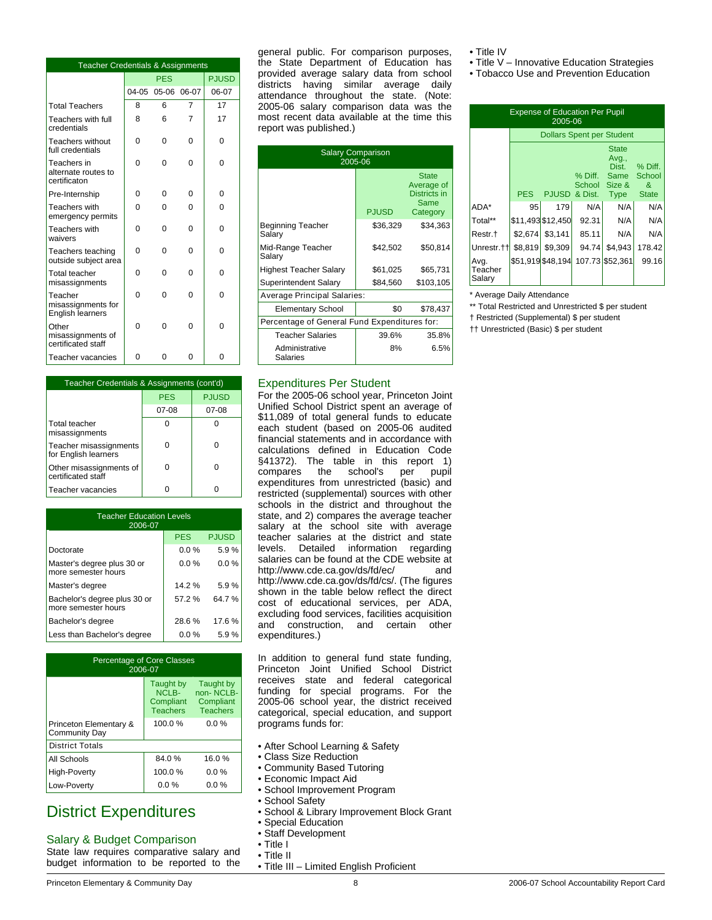| Teacher Credentials & Assignments | | | | |
|---|---|---|---|---|
| | PES | | | PJUSD |
| | 04-05 | 05-06 | 06-07 | 06-07 |
| Total Teachers | 8 | 6 | 7 | 17 |
| Teachers with full credentials | 8 | 6 | 7 | 17 |
| Teachers without full credentials | 0 | 0 | 0 | 0 |
| Teachers in alternate routes to certificaton | 0 | 0 | 0 | 0 |
| Pre-Internship | 0 | 0 | 0 | 0 |
| Teachers with emergency permits | 0 | 0 | 0 | 0 |
| Teachers with waivers | 0 | 0 | 0 | 0 |
| Teachers teaching outside subject area | 0 | 0 | 0 | 0 |
| Total teacher misassignments | 0 | 0 | 0 | 0 |
| Teacher misassignments for English learners | 0 | 0 | 0 | 0 |
| Other misassignments of certificated staff | 0 | 0 | 0 | 0 |
| Teacher vacancies | 0 | 0 | 0 | 0 |

| Teacher Credentials & Assignments (cont'd) | | |
|---|---|---|
| | PES | PJUSD |
| | 07-08 | 07-08 |
| Total teacher misassignments | 0 | 0 |
| Teacher misassignments for English learners | 0 | 0 |
| Other misassignments of certificated staff | 0 | 0 |
| Teacher vacancies | 0 | 0 |

| Teacher Education Levels 2006-07 | | |
|---|---|---|
| | PES | PJUSD |
| Doctorate | 0.0 % | 5.9 % |
| Master's degree plus 30 or more semester hours | 0.0 % | 0.0 % |
| Master's degree | 14.2 % | 5.9 % |
| Bachelor's degree plus 30 or more semester hours | 57.2 % | 64.7 % |
| Bachelor's degree | 28.6 % | 17.6 % |
| Less than Bachelor's degree | 0.0 % | 5.9 % |

| Percentage of Core Classes 2006-07 | | |
|---|---|---|
| | Taught by NCLB-Compliant Teachers | Taught by non- NCLB-Compliant Teachers |
| Princeton Elementary & Community Day | 100.0 % | 0.0 % |
| District Totals | | |
| All Schools | 84.0 % | 16.0 % |
| High-Poverty | 100.0 % | 0.0 % |
| Low-Poverty | 0.0 % | 0.0 % |

# District Expenditures

## Salary & Budget Comparison

State law requires comparative salary and budget information to be reported to the general public. For comparison purposes, the State Department of Education has provided average salary data from school districts having similar average daily attendance throughout the state. (Note: 2005-06 salary comparison data was the most recent data available at the time this report was published.)

| Salary Comparison 2005-06 | | |
|---|---|---|
| | PJUSD | State Average of Districts in Same Category |
| Beginning Teacher Salary | $36,329 | $34,363 |
| Mid-Range Teacher Salary | $42,502 | $50,814 |
| Highest Teacher Salary | $61,025 | $65,731 |
| Superintendent Salary | $84,560 | $103,105 |
| Average Principal Salaries: | | |
| Elementary School | $0 | $78,437 |
| Percentage of General Fund Expenditures for: | | |
| Teacher Salaries | 39.6% | 35.8% |
| Administrative Salaries | 8% | 6.5% |

## Expenditures Per Student

For the 2005-06 school year, Princeton Joint Unified School District spent an average of $11,089 of total general funds to educate each student (based on 2005-06 audited financial statements and in accordance with calculations defined in Education Code §41372). The table in this report 1) compares the school's per pupil expenditures from unrestricted (basic) and restricted (supplemental) sources with other schools in the district and throughout the state, and 2) compares the average teacher salary at the school site with average teacher salaries at the district and state levels. Detailed information regarding salaries can be found at the CDE website at http://www.cde.ca.gov/ds/fd/ec/ and http://www.cde.ca.gov/ds/fd/cs/. (The figures shown in the table below reflect the direct cost of educational services, per ADA, excluding food services, facilities acquisition and construction, and certain other expenditures.)

In addition to general fund state funding, Princeton Joint Unified School District receives state and federal categorical funding for special programs. For the 2005-06 school year, the district received categorical, special education, and support programs funds for:

- After School Learning & Safety
- Class Size Reduction
- Community Based Tutoring
- Economic Impact Aid
- School Improvement Program
- School Safety
- School & Library Improvement Block Grant
- Special Education
- Staff Development
- Title I
- Title II
- Title III – Limited English Proficient
- Title IV
- Title V – Innovative Education Strategies
- Tobacco Use and Prevention Education

| Expense of Education Per Pupil 2005-06 | | | | | |
|---|---|---|---|---|---|
| | Dollars Spent per Student | | | | |
| | PES | PJUSD | % Diff. School & Dist. | State Avg., Dist. Same Size & Type | % Diff. School & State |
| ADA* | 95 | 179 | N/A | N/A | N/A |
| Total** | $11,493 | $12,450 | 92.31 | N/A | N/A |
| Restr.† | $2,674 | $3,141 | 85.11 | N/A | N/A |
| Unrestr.†† | $8,819 | $9,309 | 94.74 | $4,943 | 178.42 |
| Avg. Teacher Salary | $51,919 | $48,194 | 107.73 | $52,361 | 99.16 |

\* Average Daily Attendance

\*\* Total Restricted and Unrestricted $ per student

† Restricted (Supplemental) $ per student

†† Unrestricted (Basic) $ per student